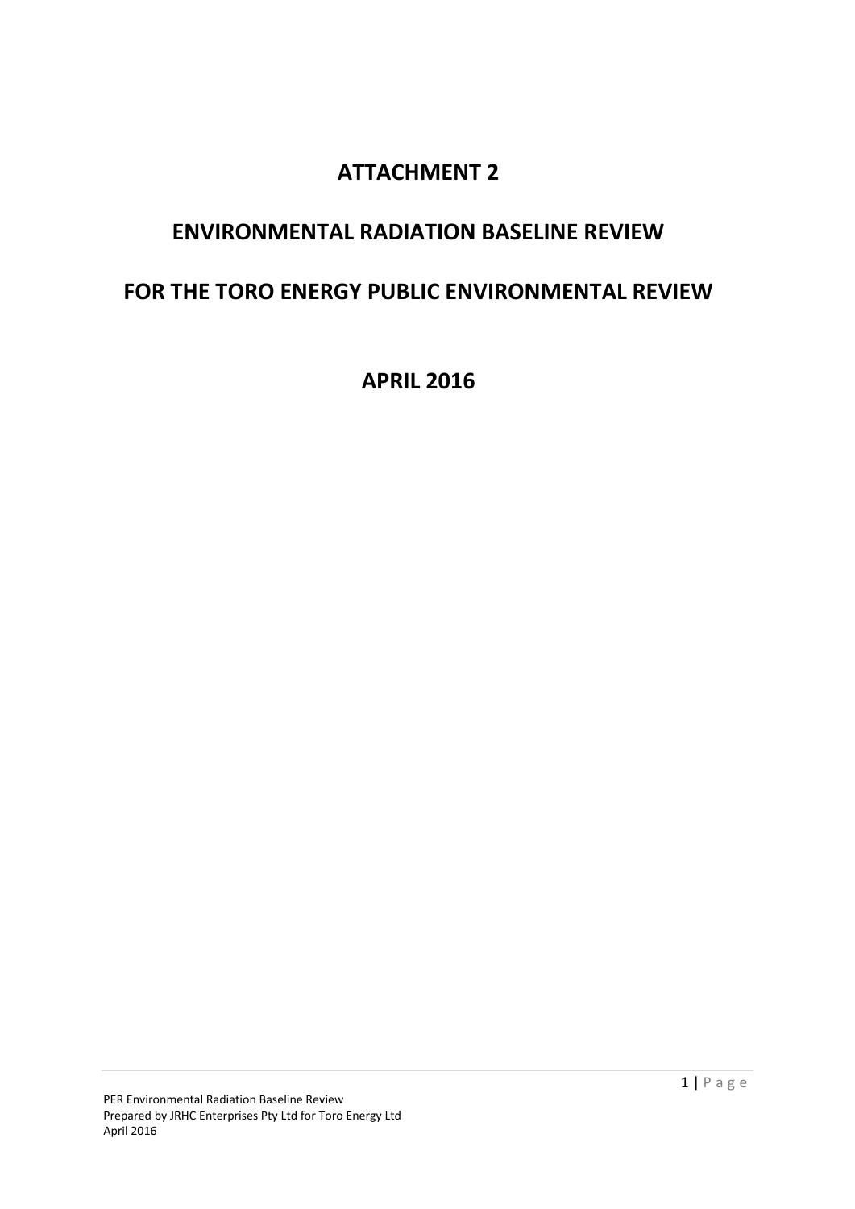# ATTACHMENT 2

# ENVIRONMENTAL RADIATION BASELINE REVIEW

# FOR THE TORO ENERGY PUBLIC ENVIRONMENTAL REVIEW

# APRIL 2016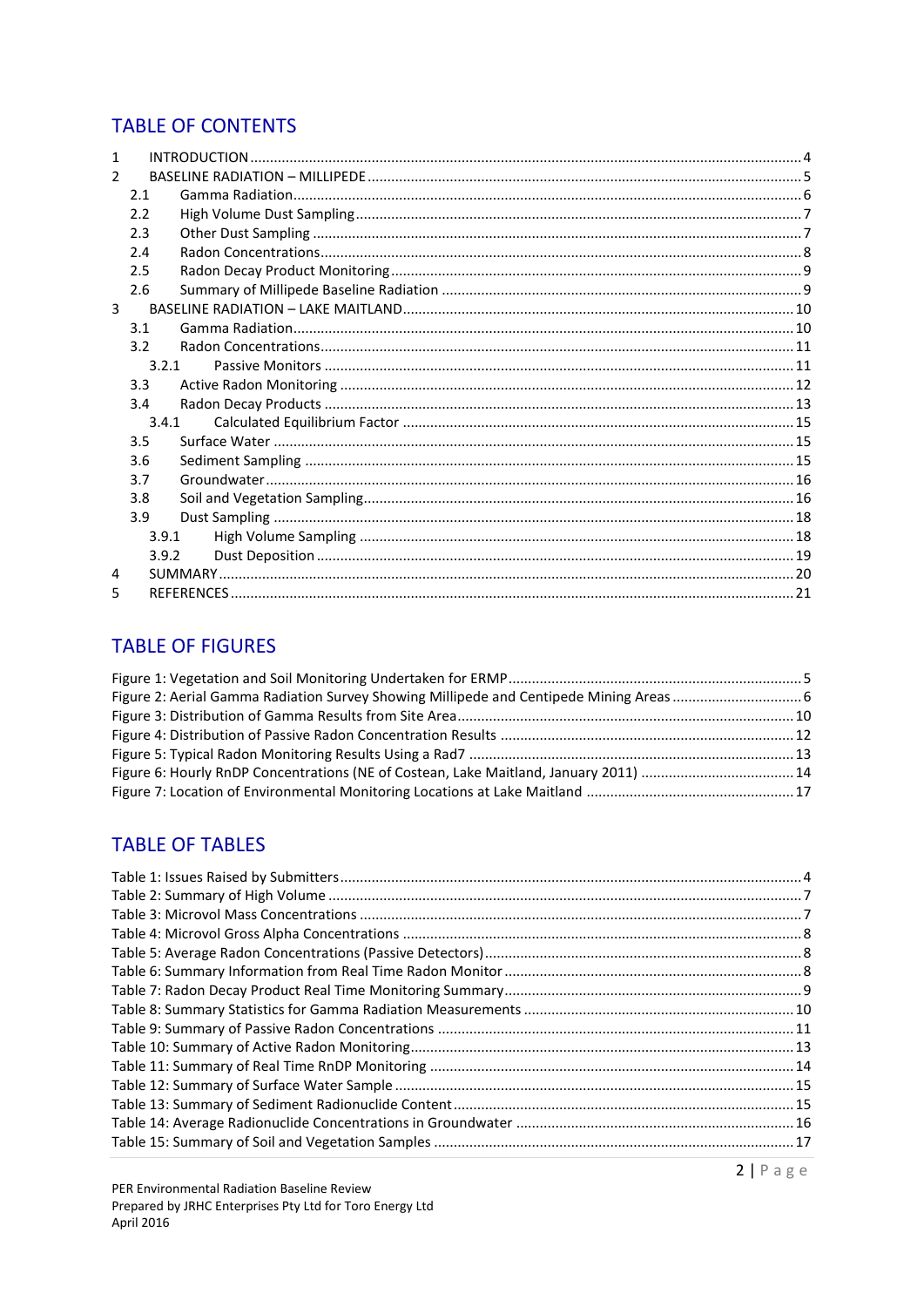## TABLE OF CONTENTS

1 INTRODUCTION .......... 4
2 BASELINE RADIATION – MILLIPEDE .......... 5
  2.1 Gamma Radiation .......... 6
  2.2 High Volume Dust Sampling .......... 7
  2.3 Other Dust Sampling .......... 7
  2.4 Radon Concentrations .......... 8
  2.5 Radon Decay Product Monitoring .......... 9
  2.6 Summary of Millipede Baseline Radiation .......... 9
3 BASELINE RADIATION – LAKE MAITLAND .......... 10
  3.1 Gamma Radiation .......... 10
  3.2 Radon Concentrations .......... 11
    3.2.1 Passive Monitors .......... 11
  3.3 Active Radon Monitoring .......... 12
  3.4 Radon Decay Products .......... 13
    3.4.1 Calculated Equilibrium Factor .......... 15
  3.5 Surface Water .......... 15
  3.6 Sediment Sampling .......... 15
  3.7 Groundwater .......... 16
  3.8 Soil and Vegetation Sampling .......... 16
  3.9 Dust Sampling .......... 18
    3.9.1 High Volume Sampling .......... 18
    3.9.2 Dust Deposition .......... 19
4 SUMMARY .......... 20
5 REFERENCES .......... 21

## TABLE OF FIGURES

Figure 1: Vegetation and Soil Monitoring Undertaken for ERMP .......... 5
Figure 2: Aerial Gamma Radiation Survey Showing Millipede and Centipede Mining Areas .......... 6
Figure 3: Distribution of Gamma Results from Site Area .......... 10
Figure 4: Distribution of Passive Radon Concentration Results .......... 12
Figure 5: Typical Radon Monitoring Results Using a Rad7 .......... 13
Figure 6: Hourly RnDP Concentrations (NE of Costean, Lake Maitland, January 2011) .......... 14
Figure 7: Location of Environmental Monitoring Locations at Lake Maitland .......... 17

## TABLE OF TABLES

Table 1: Issues Raised by Submitters .......... 4
Table 2: Summary of High Volume .......... 7
Table 3: Microvol Mass Concentrations .......... 7
Table 4: Microvol Gross Alpha Concentrations .......... 8
Table 5: Average Radon Concentrations (Passive Detectors) .......... 8
Table 6: Summary Information from Real Time Radon Monitor .......... 8
Table 7: Radon Decay Product Real Time Monitoring Summary .......... 9
Table 8: Summary Statistics for Gamma Radiation Measurements .......... 10
Table 9: Summary of Passive Radon Concentrations .......... 11
Table 10: Summary of Active Radon Monitoring .......... 13
Table 11: Summary of Real Time RnDP Monitoring .......... 14
Table 12: Summary of Surface Water Sample .......... 15
Table 13: Summary of Sediment Radionuclide Content .......... 15
Table 14: Average Radionuclide Concentrations in Groundwater .......... 16
Table 15: Summary of Soil and Vegetation Samples .......... 17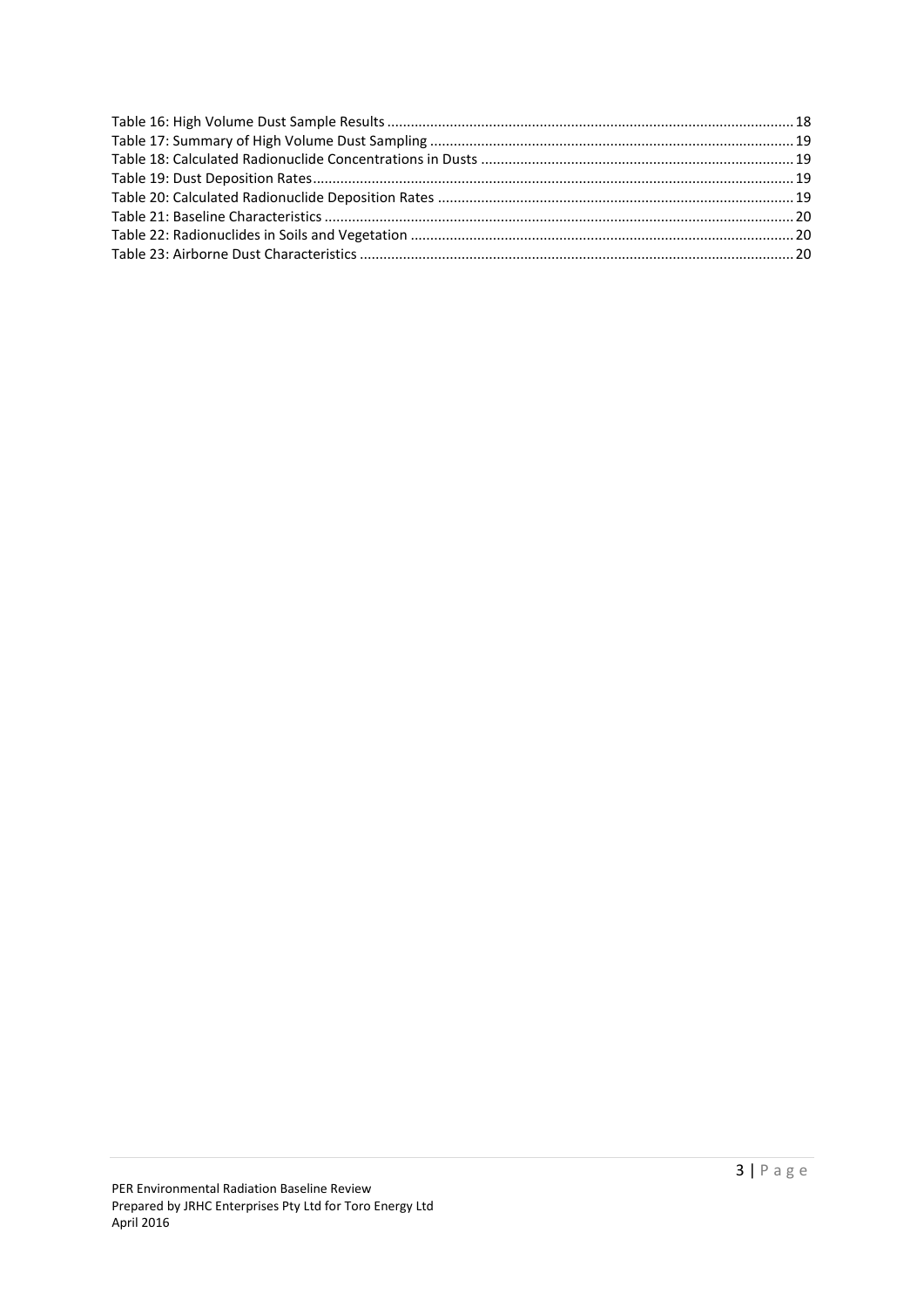Table 16: High Volume Dust Sample Results ........................................................................................................ 18
Table 17: Summary of High Volume Dust Sampling ............................................................................................. 19
Table 18: Calculated Radionuclide Concentrations in Dusts ................................................................................. 19
Table 19: Dust Deposition Rates............................................................................................................................ 19
Table 20: Calculated Radionuclide Deposition Rates ............................................................................................ 19
Table 21: Baseline Characteristics ......................................................................................................................... 20
Table 22: Radionuclides in Soils and Vegetation ................................................................................................... 20
Table 23: Airborne Dust Characteristics ............................................................................................................... 20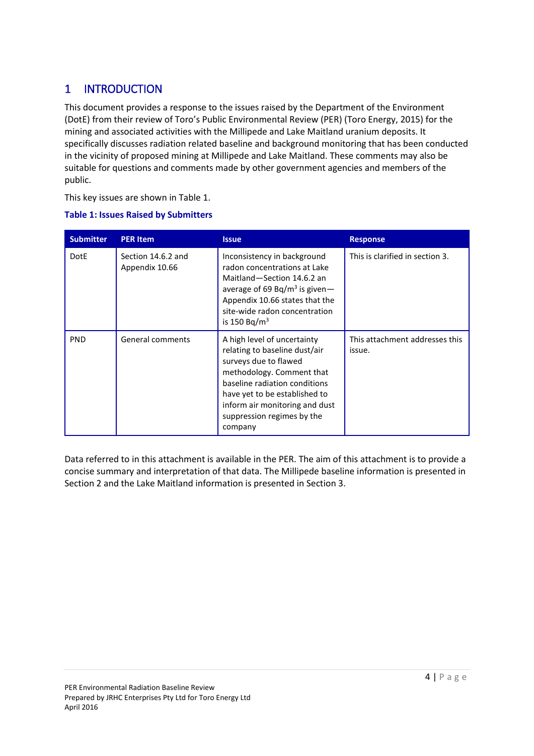# 1 INTRODUCTION

This document provides a response to the issues raised by the Department of the Environment (DotE) from their review of Toro's Public Environmental Review (PER) (Toro Energy, 2015) for the mining and associated activities with the Millipede and Lake Maitland uranium deposits. It specifically discusses radiation related baseline and background monitoring that has been conducted in the vicinity of proposed mining at Millipede and Lake Maitland. These comments may also be suitable for questions and comments made by other government agencies and members of the public.

This key issues are shown in Table 1.

**Table 1: Issues Raised by Submitters**

| Submitter | PER Item | Issue | Response |
|---|---|---|---|
| DotE | Section 14.6.2 and Appendix 10.66 | Inconsistency in background radon concentrations at Lake Maitland—Section 14.6.2 an average of 69 Bq/m$^3$ is given—Appendix 10.66 states that the site-wide radon concentration is 150 Bq/m$^3$ | This is clarified in section 3. |
| PND | General comments | A high level of uncertainty relating to baseline dust/air surveys due to flawed methodology. Comment that baseline radiation conditions have yet to be established to inform air monitoring and dust suppression regimes by the company | This attachment addresses this issue. |

Data referred to in this attachment is available in the PER. The aim of this attachment is to provide a concise summary and interpretation of that data. The Millipede baseline information is presented in Section 2 and the Lake Maitland information is presented in Section 3.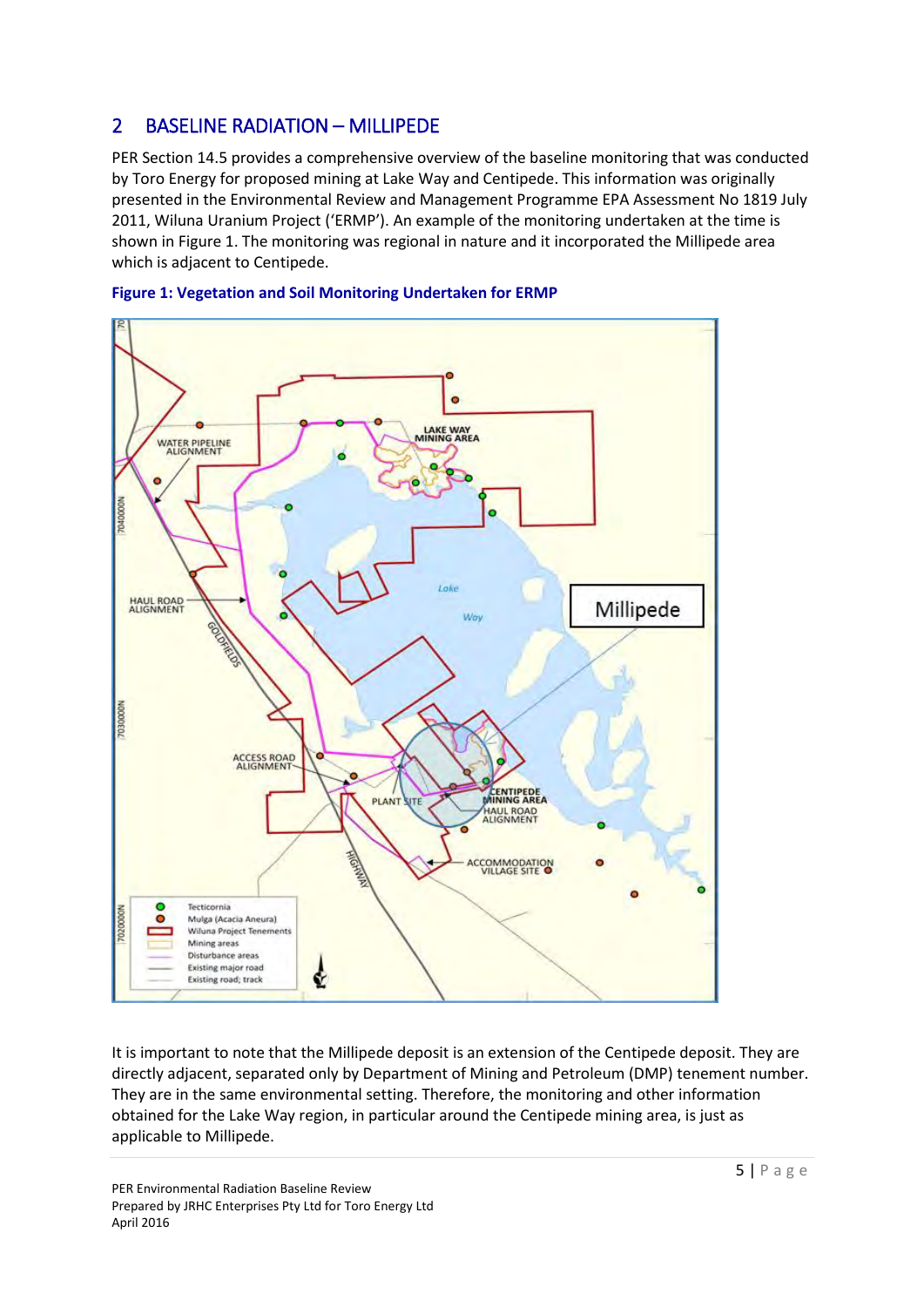## 2 BASELINE RADIATION – MILLIPEDE

PER Section 14.5 provides a comprehensive overview of the baseline monitoring that was conducted by Toro Energy for proposed mining at Lake Way and Centipede. This information was originally presented in the Environmental Review and Management Programme EPA Assessment No 1819 July 2011, Wiluna Uranium Project ('ERMP'). An example of the monitoring undertaken at the time is shown in Figure 1. The monitoring was regional in nature and it incorporated the Millipede area which is adjacent to Centipede.

**Figure 1: Vegetation and Soil Monitoring Undertaken for ERMP**

It is important to note that the Millipede deposit is an extension of the Centipede deposit. They are directly adjacent, separated only by Department of Mining and Petroleum (DMP) tenement number. They are in the same environmental setting. Therefore, the monitoring and other information obtained for the Lake Way region, in particular around the Centipede mining area, is just as applicable to Millipede.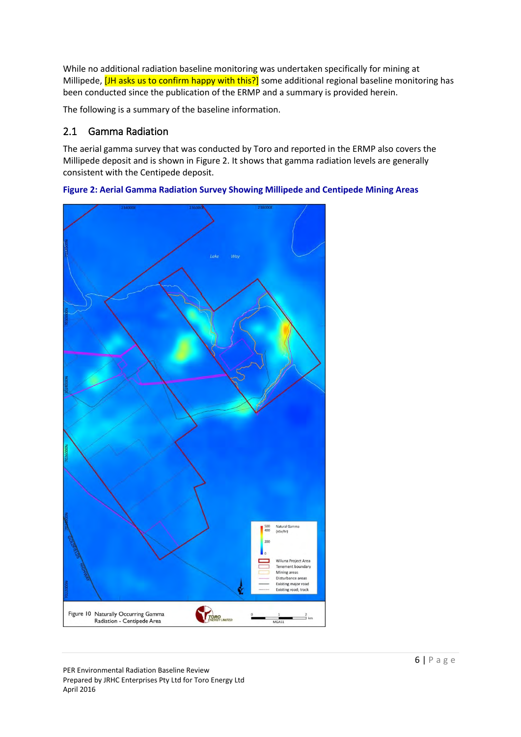While no additional radiation baseline monitoring was undertaken specifically for mining at Millipede, [JH asks us to confirm happy with this?] some additional regional baseline monitoring has been conducted since the publication of the ERMP and a summary is provided herein.

The following is a summary of the baseline information.

## 2.1 Gamma Radiation

The aerial gamma survey that was conducted by Toro and reported in the ERMP also covers the Millipede deposit and is shown in Figure 2. It shows that gamma radiation levels are generally consistent with the Centipede deposit.

**Figure 2: Aerial Gamma Radiation Survey Showing Millipede and Centipede Mining Areas**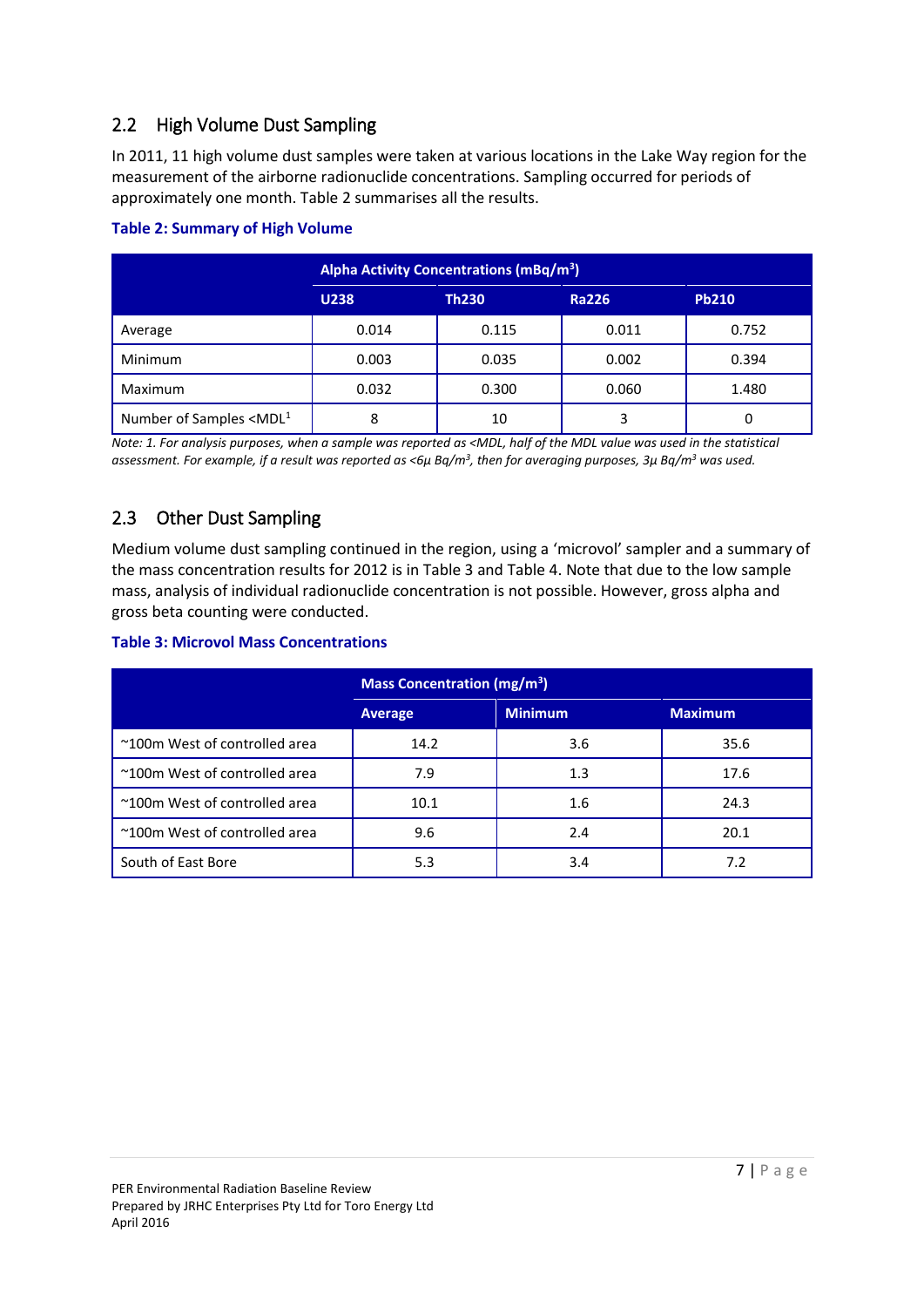## 2.2 High Volume Dust Sampling

In 2011, 11 high volume dust samples were taken at various locations in the Lake Way region for the measurement of the airborne radionuclide concentrations. Sampling occurred for periods of approximately one month. Table 2 summarises all the results.

**Table 2: Summary of High Volume**

| | Alpha Activity Concentrations (mBq/m$^3$) | | | |
|---|---|---|---|---|
| | U238 | Th230 | Ra226 | Pb210 |
| Average | 0.014 | 0.115 | 0.011 | 0.752 |
| Minimum | 0.003 | 0.035 | 0.002 | 0.394 |
| Maximum | 0.032 | 0.300 | 0.060 | 1.480 |
| Number of Samples <MDL[1] | 8 | 10 | 3 | 0 |

*Note: 1. For analysis purposes, when a sample was reported as <MDL, half of the MDL value was used in the statistical assessment. For example, if a result was reported as <6µ Bq/m$^3$, then for averaging purposes, 3µ Bq/m$^3$ was used.*

## 2.3 Other Dust Sampling

Medium volume dust sampling continued in the region, using a 'microvol' sampler and a summary of the mass concentration results for 2012 is in Table 3 and Table 4. Note that due to the low sample mass, analysis of individual radionuclide concentration is not possible. However, gross alpha and gross beta counting were conducted.

**Table 3: Microvol Mass Concentrations**

| | Mass Concentration (mg/m$^3$) | | |
|---|---|---|---|
| | Average | Minimum | Maximum |
| ~100m West of controlled area | 14.2 | 3.6 | 35.6 |
| ~100m West of controlled area | 7.9 | 1.3 | 17.6 |
| ~100m West of controlled area | 10.1 | 1.6 | 24.3 |
| ~100m West of controlled area | 9.6 | 2.4 | 20.1 |
| South of East Bore | 5.3 | 3.4 | 7.2 |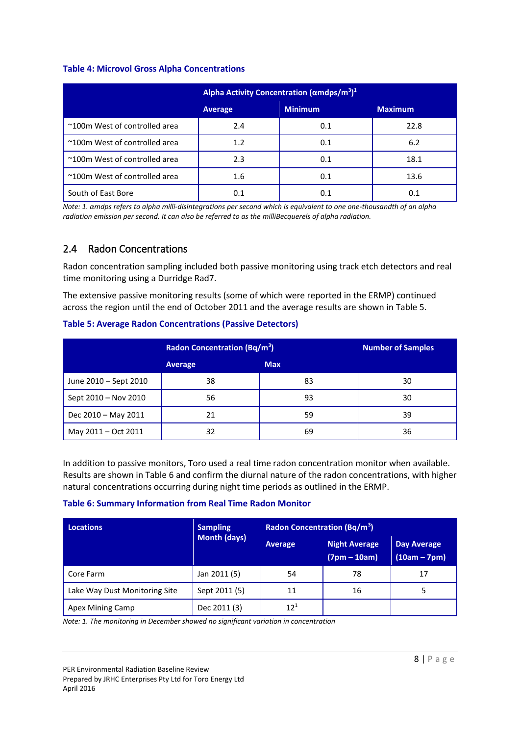**Table 4: Microvol Gross Alpha Concentrations**

| | Alpha Activity Concentration (αmdps/$m^3$)[1] | | |
|---|---|---|---|
| | Average | Minimum | Maximum |
| ~100m West of controlled area | 2.4 | 0.1 | 22.8 |
| ~100m West of controlled area | 1.2 | 0.1 | 6.2 |
| ~100m West of controlled area | 2.3 | 0.1 | 18.1 |
| ~100m West of controlled area | 1.6 | 0.1 | 13.6 |
| South of East Bore | 0.1 | 0.1 | 0.1 |

*Note: 1. amdps refers to alpha milli-disintegrations per second which is equivalent to one one-thousandth of an alpha radiation emission per second. It can also be referred to as the milliBecquerels of alpha radiation.*

## 2.4 Radon Concentrations

Radon concentration sampling included both passive monitoring using track etch detectors and real time monitoring using a Durridge Rad7.

The extensive passive monitoring results (some of which were reported in the ERMP) continued across the region until the end of October 2011 and the average results are shown in Table 5.

**Table 5: Average Radon Concentrations (Passive Detectors)**

| | Radon Concentration (Bq/$m^3$) | | Number of Samples |
|---|---|---|---|
| | Average | Max | |
| June 2010 – Sept 2010 | 38 | 83 | 30 |
| Sept 2010 – Nov 2010 | 56 | 93 | 30 |
| Dec 2010 – May 2011 | 21 | 59 | 39 |
| May 2011 – Oct 2011 | 32 | 69 | 36 |

In addition to passive monitors, Toro used a real time radon concentration monitor when available. Results are shown in Table 6 and confirm the diurnal nature of the radon concentrations, with higher natural concentrations occurring during night time periods as outlined in the ERMP.

**Table 6: Summary Information from Real Time Radon Monitor**

| Locations | Sampling Month (days) | Radon Concentration (Bq/$m^3$) | | |
|---|---|---|---|---|
| | | Average | Night Average (7pm – 10am) | Day Average (10am – 7pm) |
| Core Farm | Jan 2011 (5) | 54 | 78 | 17 |
| Lake Way Dust Monitoring Site | Sept 2011 (5) | 11 | 16 | 5 |
| Apex Mining Camp | Dec 2011 (3) | 12[1] | | |

*Note: 1. The monitoring in December showed no significant variation in concentration*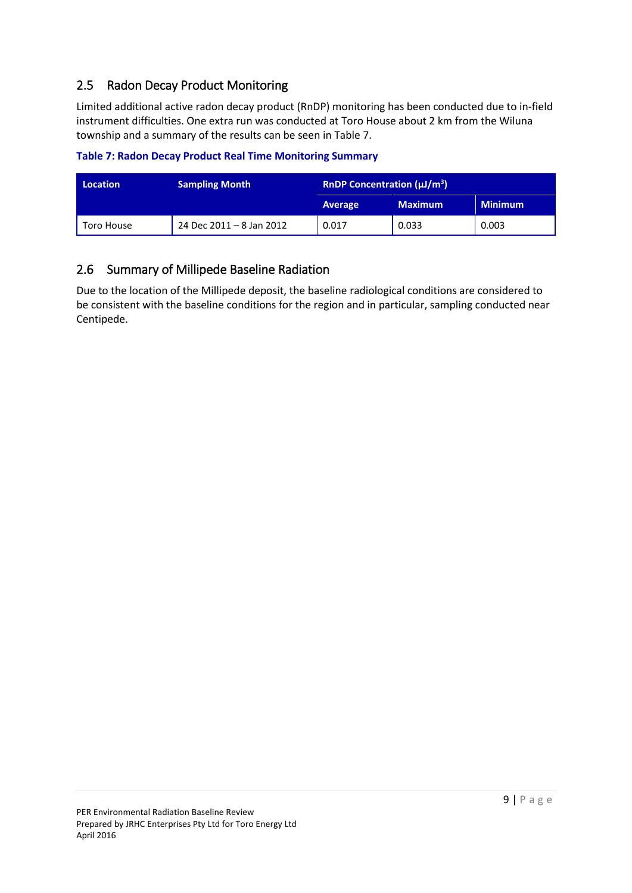## 2.5 Radon Decay Product Monitoring

Limited additional active radon decay product (RnDP) monitoring has been conducted due to in-field instrument difficulties. One extra run was conducted at Toro House about 2 km from the Wiluna township and a summary of the results can be seen in Table 7.

**Table 7: Radon Decay Product Real Time Monitoring Summary**

| Location | Sampling Month | RnDP Concentration (μJ/m$^3$) | | |
|---|---|---|---|---|
| | | Average | Maximum | Minimum |
| Toro House | 24 Dec 2011 – 8 Jan 2012 | 0.017 | 0.033 | 0.003 |

## 2.6 Summary of Millipede Baseline Radiation

Due to the location of the Millipede deposit, the baseline radiological conditions are considered to be consistent with the baseline conditions for the region and in particular, sampling conducted near Centipede.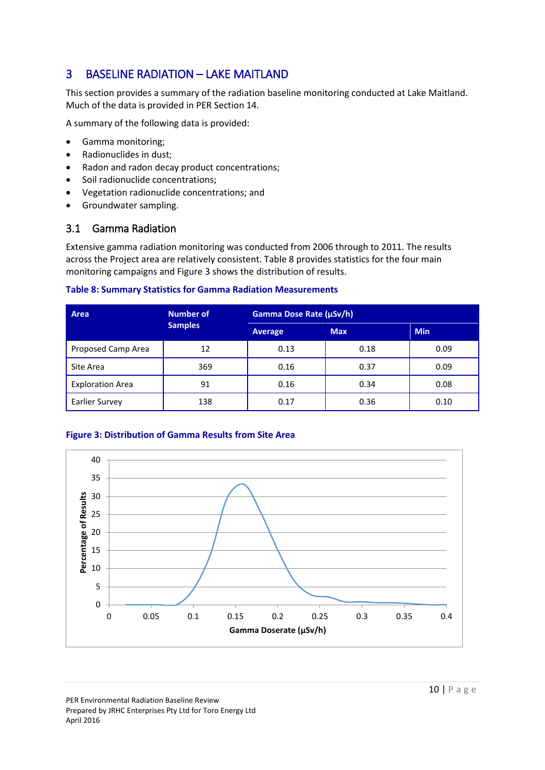## 3 BASELINE RADIATION – LAKE MAITLAND

This section provides a summary of the radiation baseline monitoring conducted at Lake Maitland. Much of the data is provided in PER Section 14.

A summary of the following data is provided:

- Gamma monitoring;
- Radionuclides in dust;
- Radon and radon decay product concentrations;
- Soil radionuclide concentrations;
- Vegetation radionuclide concentrations; and
- Groundwater sampling.

### 3.1 Gamma Radiation

Extensive gamma radiation monitoring was conducted from 2006 through to 2011. The results across the Project area are relatively consistent. Table 8 provides statistics for the four main monitoring campaigns and Figure 3 shows the distribution of results.

**Table 8: Summary Statistics for Gamma Radiation Measurements**

| Area | Number of Samples | Gamma Dose Rate (µSv/h) | | |
|---|---|---|---|---|
| | | Average | Max | Min |
| Proposed Camp Area | 12 | 0.13 | 0.18 | 0.09 |
| Site Area | 369 | 0.16 | 0.37 | 0.09 |
| Exploration Area | 91 | 0.16 | 0.34 | 0.08 |
| Earlier Survey | 138 | 0.17 | 0.36 | 0.10 |

**Figure 3: Distribution of Gamma Results from Site Area**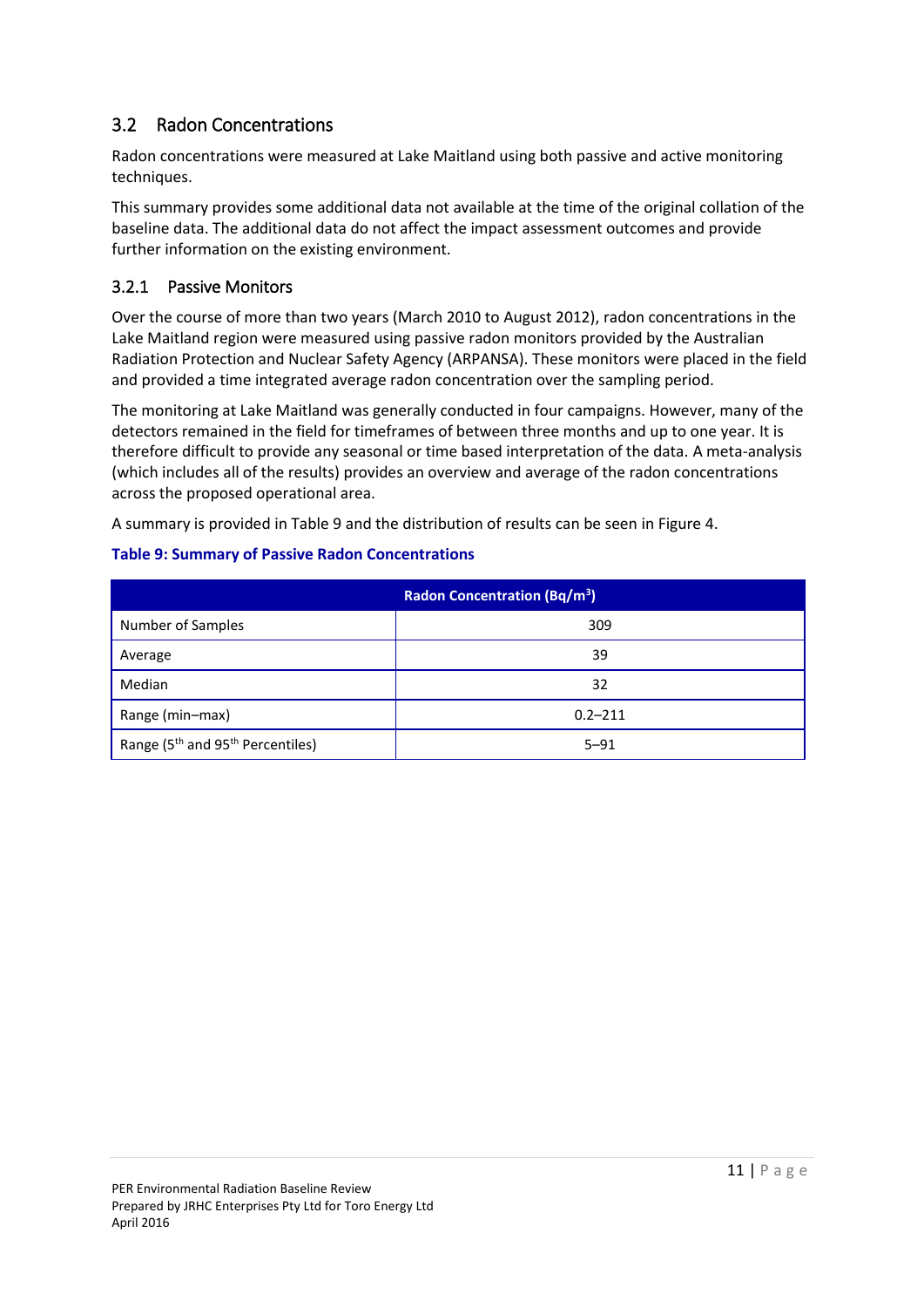## 3.2 Radon Concentrations

Radon concentrations were measured at Lake Maitland using both passive and active monitoring techniques.

This summary provides some additional data not available at the time of the original collation of the baseline data. The additional data do not affect the impact assessment outcomes and provide further information on the existing environment.

### 3.2.1 Passive Monitors

Over the course of more than two years (March 2010 to August 2012), radon concentrations in the Lake Maitland region were measured using passive radon monitors provided by the Australian Radiation Protection and Nuclear Safety Agency (ARPANSA). These monitors were placed in the field and provided a time integrated average radon concentration over the sampling period.

The monitoring at Lake Maitland was generally conducted in four campaigns. However, many of the detectors remained in the field for timeframes of between three months and up to one year. It is therefore difficult to provide any seasonal or time based interpretation of the data. A meta-analysis (which includes all of the results) provides an overview and average of the radon concentrations across the proposed operational area.

A summary is provided in Table 9 and the distribution of results can be seen in Figure 4.

**Table 9: Summary of Passive Radon Concentrations**

| | Radon Concentration (Bq/m$^3$) |
|---|---|
| Number of Samples | 309 |
| Average | 39 |
| Median | 32 |
| Range (min–max) | 0.2–211 |
| Range (5$^{th}$ and 95$^{th}$ Percentiles) | 5–91 |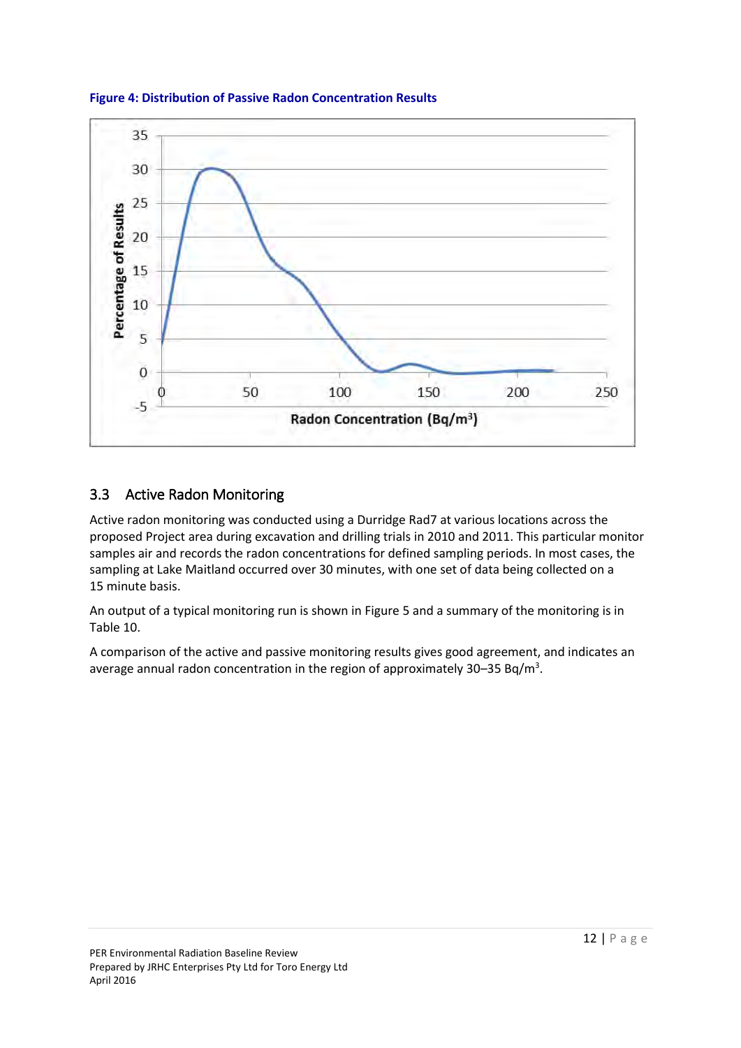**Figure 4: Distribution of Passive Radon Concentration Results**

## 3.3 Active Radon Monitoring

Active radon monitoring was conducted using a Durridge Rad7 at various locations across the proposed Project area during excavation and drilling trials in 2010 and 2011. This particular monitor samples air and records the radon concentrations for defined sampling periods. In most cases, the sampling at Lake Maitland occurred over 30 minutes, with one set of data being collected on a 15 minute basis.

An output of a typical monitoring run is shown in Figure 5 and a summary of the monitoring is in Table 10.

A comparison of the active and passive monitoring results gives good agreement, and indicates an average annual radon concentration in the region of approximately 30–35 $Bq/m^3$.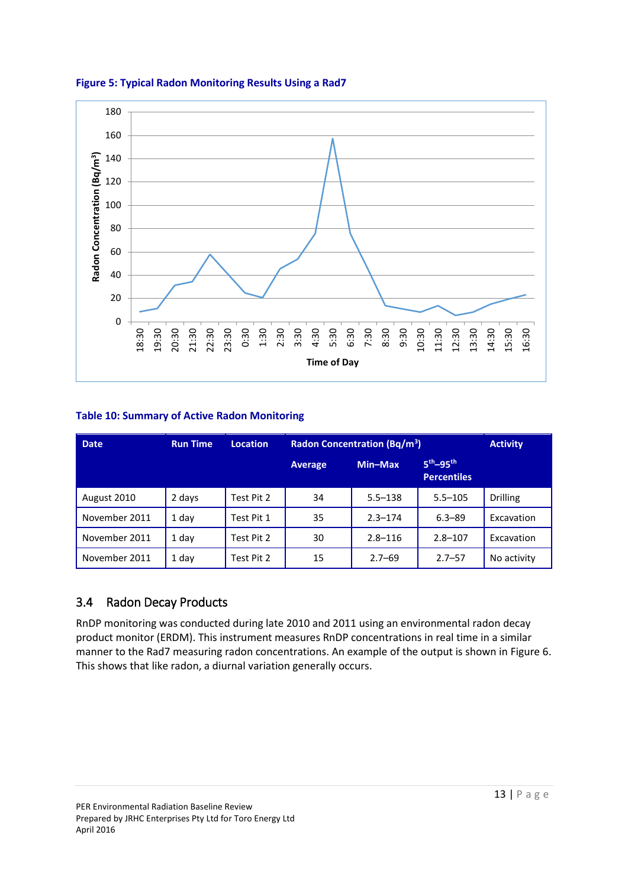**Figure 5: Typical Radon Monitoring Results Using a Rad7**

**Table 10: Summary of Active Radon Monitoring**

| Date | Run Time | Location | Radon Concentration (Bq/m$^3$) | | | Activity |
|---|---|---|---|---|---|---|
| | | | Average | Min–Max | 5$^{th}$–95$^{th}$ Percentiles | |
| August 2010 | 2 days | Test Pit 2 | 34 | 5.5–138 | 5.5–105 | Drilling |
| November 2011 | 1 day | Test Pit 1 | 35 | 2.3–174 | 6.3–89 | Excavation |
| November 2011 | 1 day | Test Pit 2 | 30 | 2.8–116 | 2.8–107 | Excavation |
| November 2011 | 1 day | Test Pit 2 | 15 | 2.7–69 | 2.7–57 | No activity |

## 3.4 Radon Decay Products

RnDP monitoring was conducted during late 2010 and 2011 using an environmental radon decay product monitor (ERDM). This instrument measures RnDP concentrations in real time in a similar manner to the Rad7 measuring radon concentrations. An example of the output is shown in Figure 6. This shows that like radon, a diurnal variation generally occurs.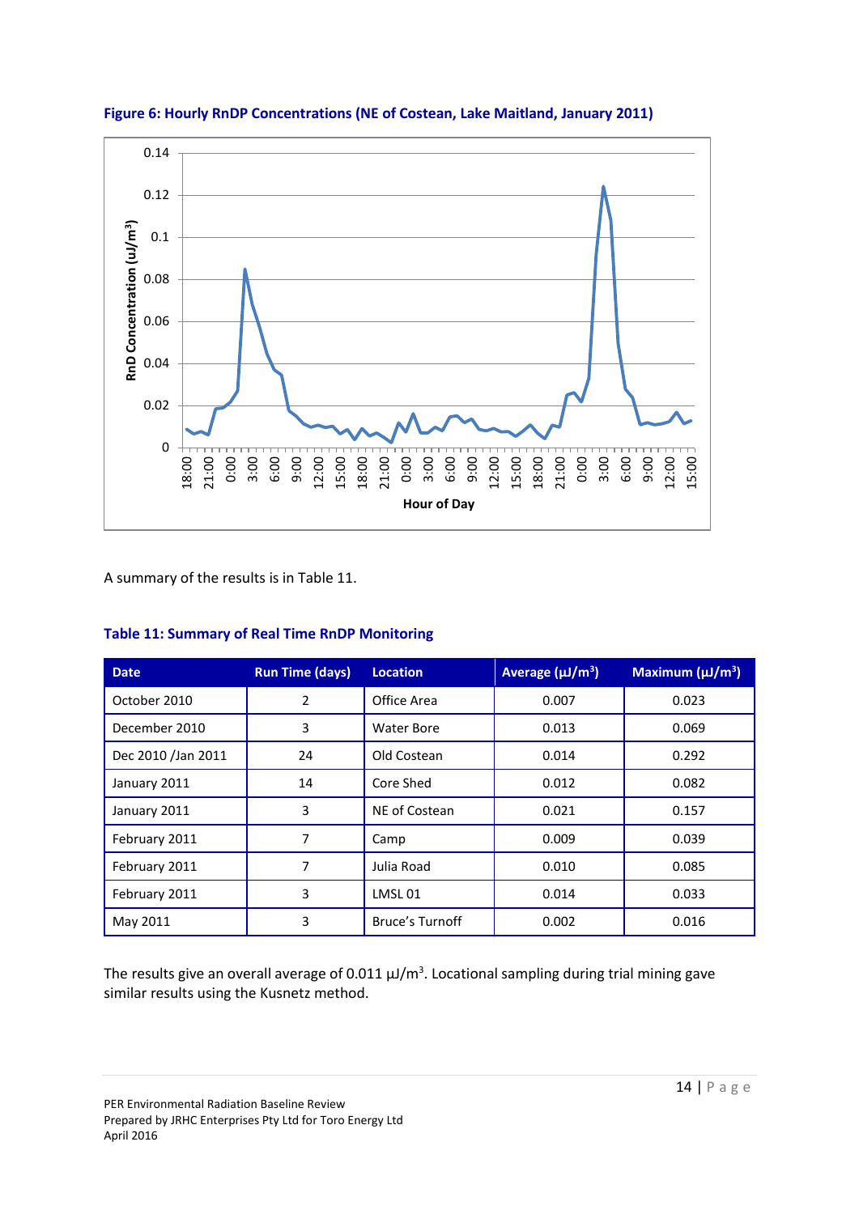**Figure 6: Hourly RnDP Concentrations (NE of Costean, Lake Maitland, January 2011)**

A summary of the results is in Table 11.

**Table 11: Summary of Real Time RnDP Monitoring**

| Date | Run Time (days) | Location | Average (μJ/m$^3$) | Maximum (μJ/m$^3$) |
|---|---|---|---|---|
| October 2010 | 2 | Office Area | 0.007 | 0.023 |
| December 2010 | 3 | Water Bore | 0.013 | 0.069 |
| Dec 2010 /Jan 2011 | 24 | Old Costean | 0.014 | 0.292 |
| January 2011 | 14 | Core Shed | 0.012 | 0.082 |
| January 2011 | 3 | NE of Costean | 0.021 | 0.157 |
| February 2011 | 7 | Camp | 0.009 | 0.039 |
| February 2011 | 7 | Julia Road | 0.010 | 0.085 |
| February 2011 | 3 | LMSL 01 | 0.014 | 0.033 |
| May 2011 | 3 | Bruce's Turnoff | 0.002 | 0.016 |

The results give an overall average of 0.011 μJ/m$^3$. Locational sampling during trial mining gave similar results using the Kusnetz method.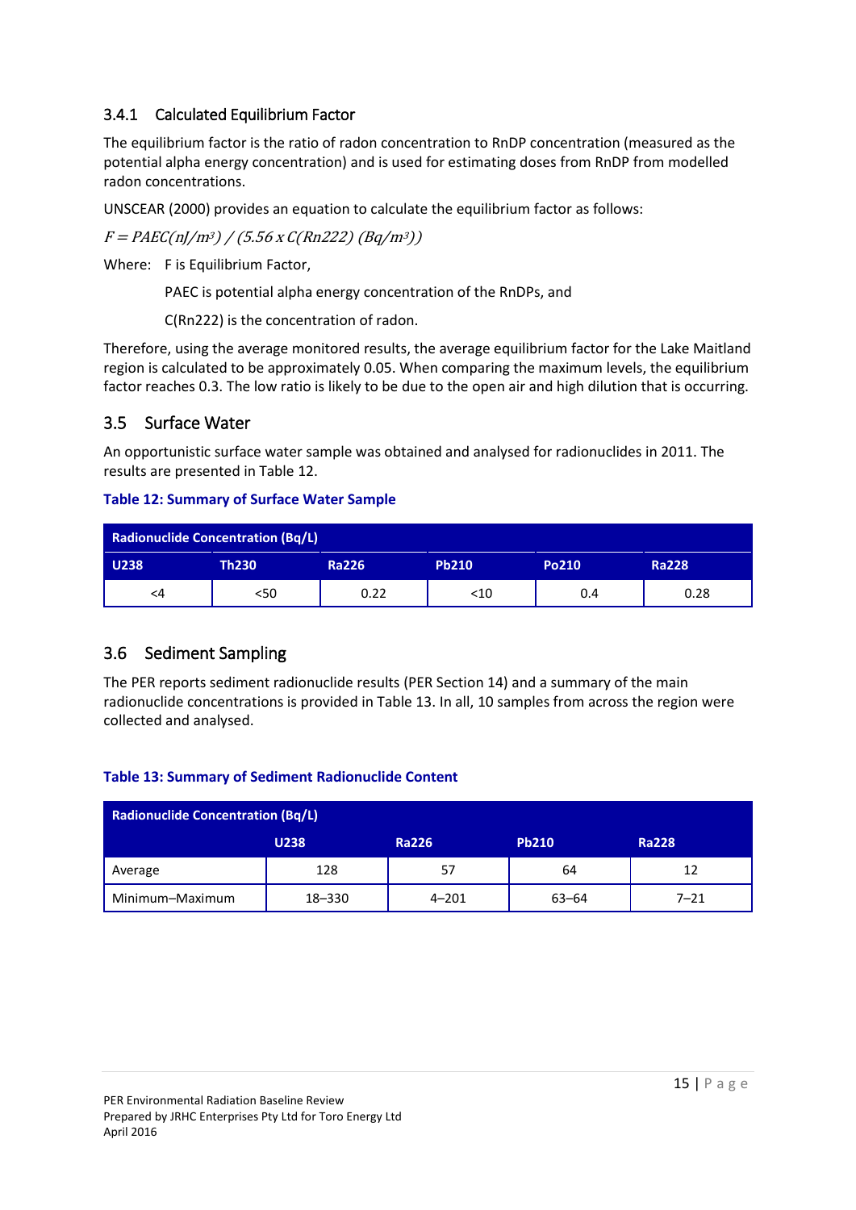### 3.4.1 Calculated Equilibrium Factor

The equilibrium factor is the ratio of radon concentration to RnDP concentration (measured as the potential alpha energy concentration) and is used for estimating doses from RnDP from modelled radon concentrations.

UNSCEAR (2000) provides an equation to calculate the equilibrium factor as follows:

$$F = PAEC(nJ/m^3) / (5.56 \times C(Rn222)\ (Bq/m^3))$$

Where: F is Equilibrium Factor,

PAEC is potential alpha energy concentration of the RnDPs, and

C(Rn222) is the concentration of radon.

Therefore, using the average monitored results, the average equilibrium factor for the Lake Maitland region is calculated to be approximately 0.05. When comparing the maximum levels, the equilibrium factor reaches 0.3. The low ratio is likely to be due to the open air and high dilution that is occurring.

## 3.5 Surface Water

An opportunistic surface water sample was obtained and analysed for radionuclides in 2011. The results are presented in Table 12.

**Table 12: Summary of Surface Water Sample**

| Radionuclide Concentration (Bq/L) | | | | | |
|---|---|---|---|---|---|
| U238 | Th230 | Ra226 | Pb210 | Po210 | Ra228 |
| <4 | <50 | 0.22 | <10 | 0.4 | 0.28 |

## 3.6 Sediment Sampling

The PER reports sediment radionuclide results (PER Section 14) and a summary of the main radionuclide concentrations is provided in Table 13. In all, 10 samples from across the region were collected and analysed.

**Table 13: Summary of Sediment Radionuclide Content**

| Radionuclide Concentration (Bq/L) | | | | |
|---|---|---|---|---|
| | U238 | Ra226 | Pb210 | Ra228 |
| Average | 128 | 57 | 64 | 12 |
| Minimum–Maximum | 18–330 | 4–201 | 63–64 | 7–21 |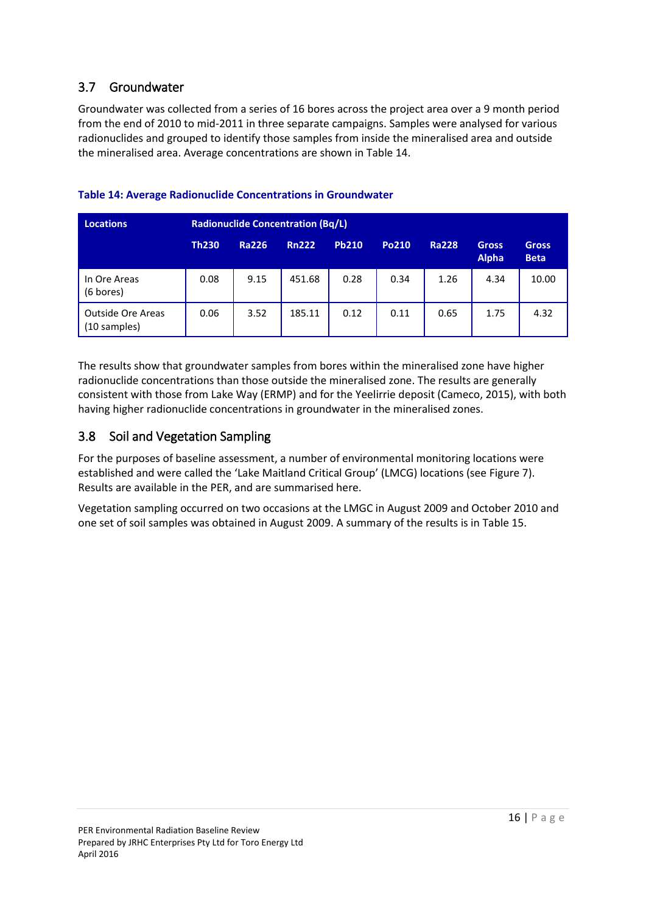## 3.7 Groundwater

Groundwater was collected from a series of 16 bores across the project area over a 9 month period from the end of 2010 to mid-2011 in three separate campaigns. Samples were analysed for various radionuclides and grouped to identify those samples from inside the mineralised area and outside the mineralised area. Average concentrations are shown in Table 14.

**Table 14: Average Radionuclide Concentrations in Groundwater**

| Locations | Radionuclide Concentration (Bq/L) | | | | | | | |
|---|---|---|---|---|---|---|---|---|
| | Th230 | Ra226 | Rn222 | Pb210 | Po210 | Ra228 | Gross Alpha | Gross Beta |
| In Ore Areas (6 bores) | 0.08 | 9.15 | 451.68 | 0.28 | 0.34 | 1.26 | 4.34 | 10.00 |
| Outside Ore Areas (10 samples) | 0.06 | 3.52 | 185.11 | 0.12 | 0.11 | 0.65 | 1.75 | 4.32 |

The results show that groundwater samples from bores within the mineralised zone have higher radionuclide concentrations than those outside the mineralised zone. The results are generally consistent with those from Lake Way (ERMP) and for the Yeelirrie deposit (Cameco, 2015), with both having higher radionuclide concentrations in groundwater in the mineralised zones.

## 3.8 Soil and Vegetation Sampling

For the purposes of baseline assessment, a number of environmental monitoring locations were established and were called the 'Lake Maitland Critical Group' (LMCG) locations (see Figure 7). Results are available in the PER, and are summarised here.

Vegetation sampling occurred on two occasions at the LMGC in August 2009 and October 2010 and one set of soil samples was obtained in August 2009. A summary of the results is in Table 15.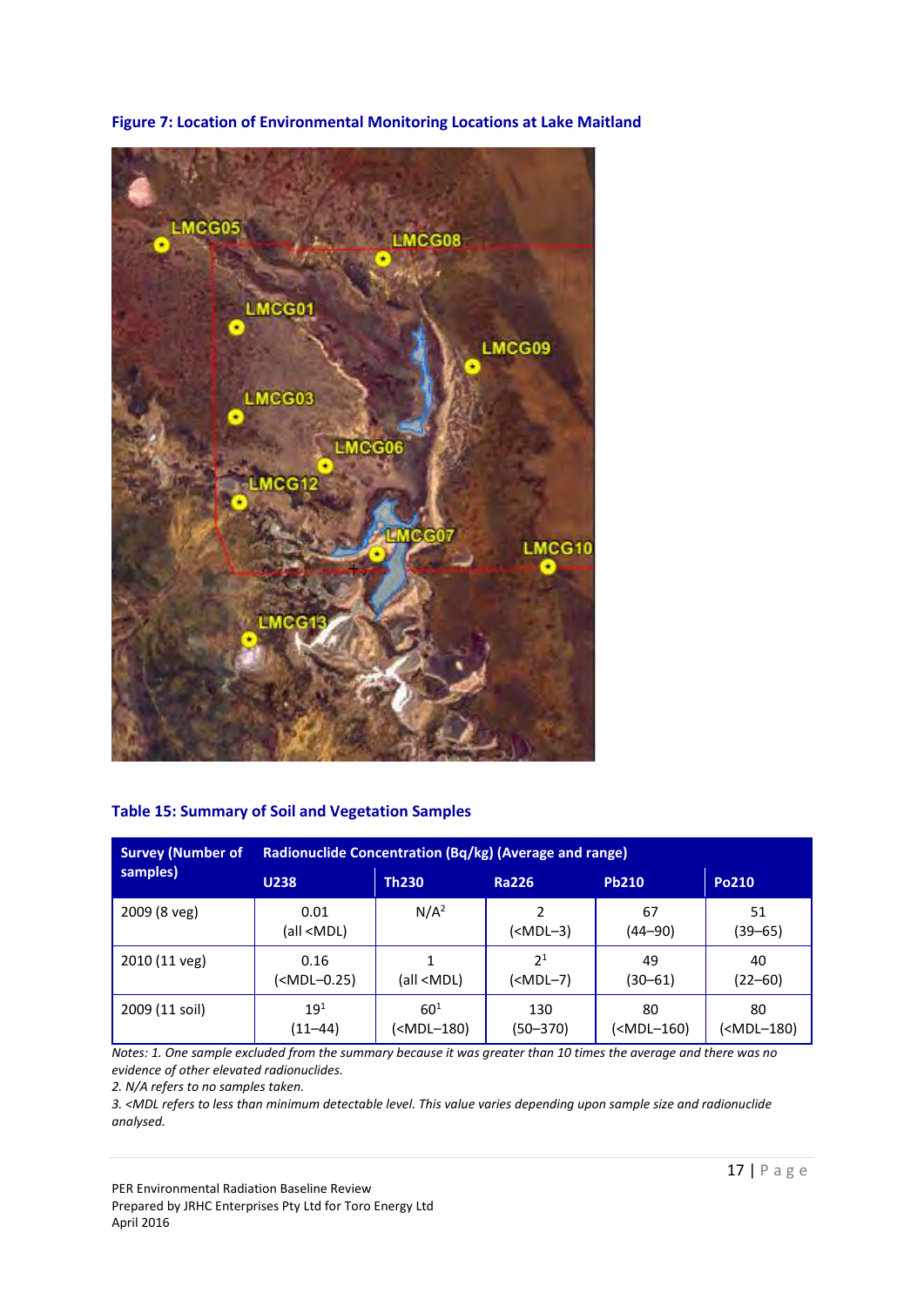**Figure 7: Location of Environmental Monitoring Locations at Lake Maitland**

**Table 15: Summary of Soil and Vegetation Samples**

| Survey (Number of samples) | Radionuclide Concentration (Bq/kg) (Average and range) | | | | |
|---|---|---|---|---|---|
| | U238 | Th230 | Ra226 | Pb210 | Po210 |
| 2009 (8 veg) | 0.01 (all <MDL) | N/A[2] | 2 (<MDL–3) | 67 (44–90) | 51 (39–65) |
| 2010 (11 veg) | 0.16 (<MDL–0.25) | 1 (all <MDL) | 2[1] (<MDL–7) | 49 (30–61) | 40 (22–60) |
| 2009 (11 soil) | 19[1] (11–44) | 60[1] (<MDL–180) | 130 (50–370) | 80 (<MDL–160) | 80 (<MDL–180) |

*Notes: 1. One sample excluded from the summary because it was greater than 10 times the average and there was no evidence of other elevated radionuclides.*

*2. N/A refers to no samples taken.*

*3. <MDL refers to less than minimum detectable level. This value varies depending upon sample size and radionuclide analysed.*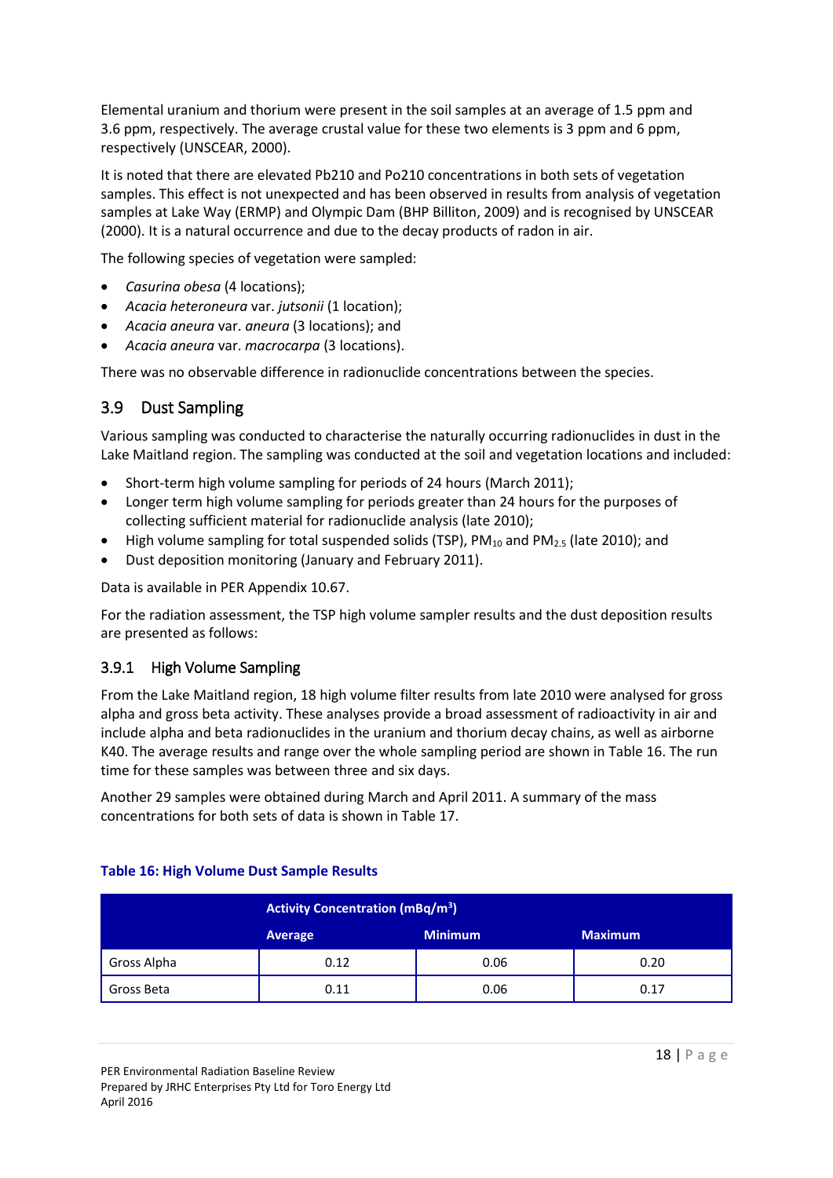Elemental uranium and thorium were present in the soil samples at an average of 1.5 ppm and 3.6 ppm, respectively. The average crustal value for these two elements is 3 ppm and 6 ppm, respectively (UNSCEAR, 2000).

It is noted that there are elevated Pb210 and Po210 concentrations in both sets of vegetation samples. This effect is not unexpected and has been observed in results from analysis of vegetation samples at Lake Way (ERMP) and Olympic Dam (BHP Billiton, 2009) and is recognised by UNSCEAR (2000). It is a natural occurrence and due to the decay products of radon in air.

The following species of vegetation were sampled:

- *Casurina obesa* (4 locations);
- *Acacia heteroneura* var. *jutsonii* (1 location);
- *Acacia aneura* var. *aneura* (3 locations); and
- *Acacia aneura* var. *macrocarpa* (3 locations).

There was no observable difference in radionuclide concentrations between the species.

## 3.9 Dust Sampling

Various sampling was conducted to characterise the naturally occurring radionuclides in dust in the Lake Maitland region. The sampling was conducted at the soil and vegetation locations and included:

- Short-term high volume sampling for periods of 24 hours (March 2011);
- Longer term high volume sampling for periods greater than 24 hours for the purposes of collecting sufficient material for radionuclide analysis (late 2010);
- High volume sampling for total suspended solids (TSP), $PM_{10}$ and $PM_{2.5}$ (late 2010); and
- Dust deposition monitoring (January and February 2011).

Data is available in PER Appendix 10.67.

For the radiation assessment, the TSP high volume sampler results and the dust deposition results are presented as follows:

### 3.9.1 High Volume Sampling

From the Lake Maitland region, 18 high volume filter results from late 2010 were analysed for gross alpha and gross beta activity. These analyses provide a broad assessment of radioactivity in air and include alpha and beta radionuclides in the uranium and thorium decay chains, as well as airborne K40. The average results and range over the whole sampling period are shown in Table 16. The run time for these samples was between three and six days.

Another 29 samples were obtained during March and April 2011. A summary of the mass concentrations for both sets of data is shown in Table 17.

**Table 16: High Volume Dust Sample Results**

| | Activity Concentration (mBq/m$^3$) | | |
|---|---|---|---|
| | **Average** | **Minimum** | **Maximum** |
| Gross Alpha | 0.12 | 0.06 | 0.20 |
| Gross Beta | 0.11 | 0.06 | 0.17 |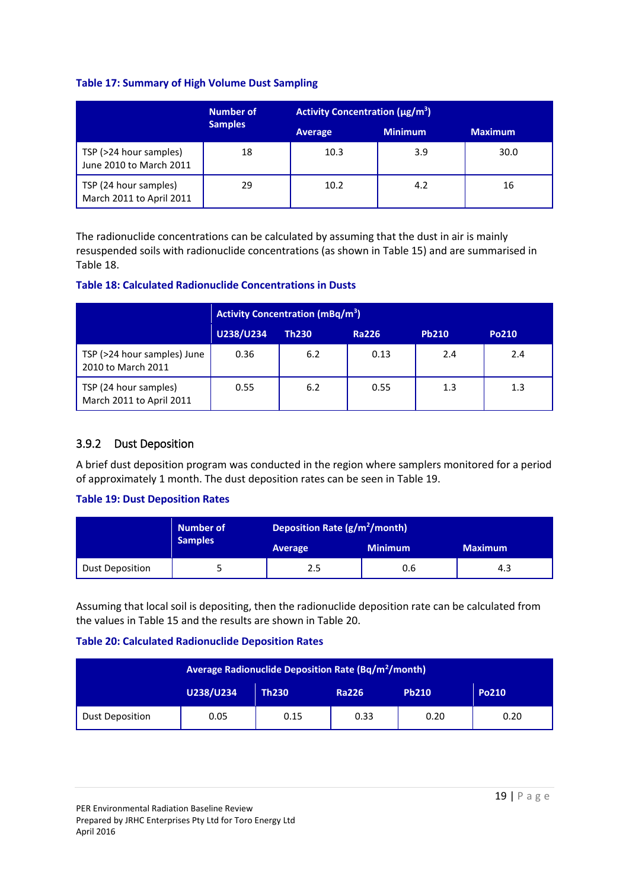**Table 17: Summary of High Volume Dust Sampling**

| | Number of Samples | Activity Concentration (µg/m$^3$) | | |
|---|---|---|---|---|
| | | Average | Minimum | Maximum |
| TSP (>24 hour samples) June 2010 to March 2011 | 18 | 10.3 | 3.9 | 30.0 |
| TSP (24 hour samples) March 2011 to April 2011 | 29 | 10.2 | 4.2 | 16 |

The radionuclide concentrations can be calculated by assuming that the dust in air is mainly resuspended soils with radionuclide concentrations (as shown in Table 15) and are summarised in Table 18.

**Table 18: Calculated Radionuclide Concentrations in Dusts**

| | Activity Concentration (mBq/m$^3$) | | | | |
|---|---|---|---|---|---|
| | U238/U234 | Th230 | Ra226 | Pb210 | Po210 |
| TSP (>24 hour samples) June 2010 to March 2011 | 0.36 | 6.2 | 0.13 | 2.4 | 2.4 |
| TSP (24 hour samples) March 2011 to April 2011 | 0.55 | 6.2 | 0.55 | 1.3 | 1.3 |

### 3.9.2 Dust Deposition

A brief dust deposition program was conducted in the region where samplers monitored for a period of approximately 1 month. The dust deposition rates can be seen in Table 19.

**Table 19: Dust Deposition Rates**

| | Number of Samples | Deposition Rate (g/m$^2$/month) | | |
|---|---|---|---|---|
| | | Average | Minimum | Maximum |
| Dust Deposition | 5 | 2.5 | 0.6 | 4.3 |

Assuming that local soil is depositing, then the radionuclide deposition rate can be calculated from the values in Table 15 and the results are shown in Table 20.

**Table 20: Calculated Radionuclide Deposition Rates**

| | Average Radionuclide Deposition Rate (Bq/m$^2$/month) | | | | |
|---|---|---|---|---|---|
| | U238/U234 | Th230 | Ra226 | Pb210 | Po210 |
| Dust Deposition | 0.05 | 0.15 | 0.33 | 0.20 | 0.20 |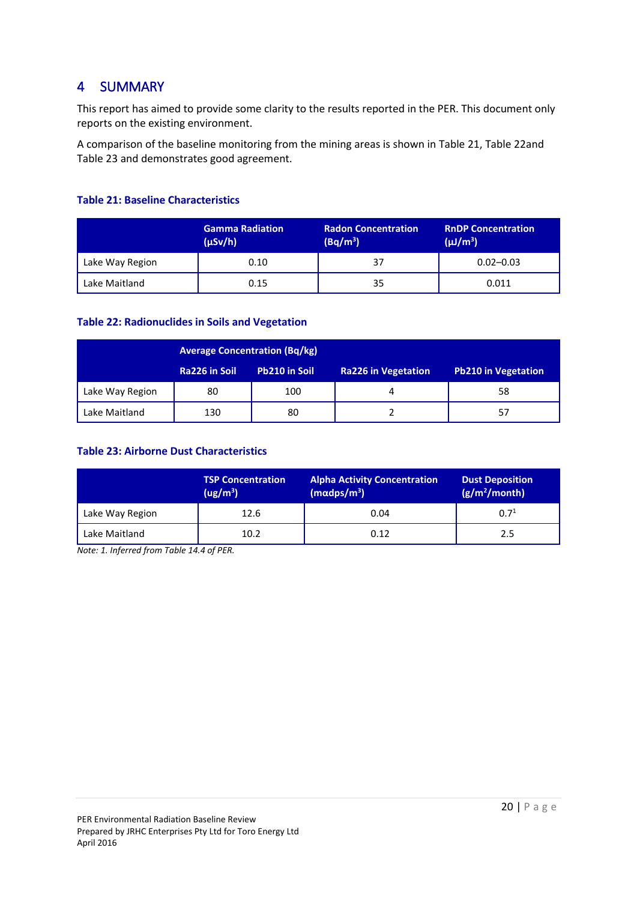# 4 SUMMARY

This report has aimed to provide some clarity to the results reported in the PER. This document only reports on the existing environment.

A comparison of the baseline monitoring from the mining areas is shown in Table 21, Table 22and Table 23 and demonstrates good agreement.

**Table 21: Baseline Characteristics**

| | Gamma Radiation (μSv/h) | Radon Concentration (Bq/m$^3$) | RnDP Concentration (μJ/m$^3$) |
|---|---|---|---|
| Lake Way Region | 0.10 | 37 | 0.02–0.03 |
| Lake Maitland | 0.15 | 35 | 0.011 |

**Table 22: Radionuclides in Soils and Vegetation**

| | Average Concentration (Bq/kg) | | | |
|---|---|---|---|---|
| | Ra226 in Soil | Pb210 in Soil | Ra226 in Vegetation | Pb210 in Vegetation |
| Lake Way Region | 80 | 100 | 4 | 58 |
| Lake Maitland | 130 | 80 | 2 | 57 |

**Table 23: Airborne Dust Characteristics**

| | TSP Concentration (ug/m$^3$) | Alpha Activity Concentration (mαdps/m$^3$) | Dust Deposition (g/m$^2$/month) |
|---|---|---|---|
| Lake Way Region | 12.6 | 0.04 | 0.7[1] |
| Lake Maitland | 10.2 | 0.12 | 2.5 |

*Note: 1. Inferred from Table 14.4 of PER.*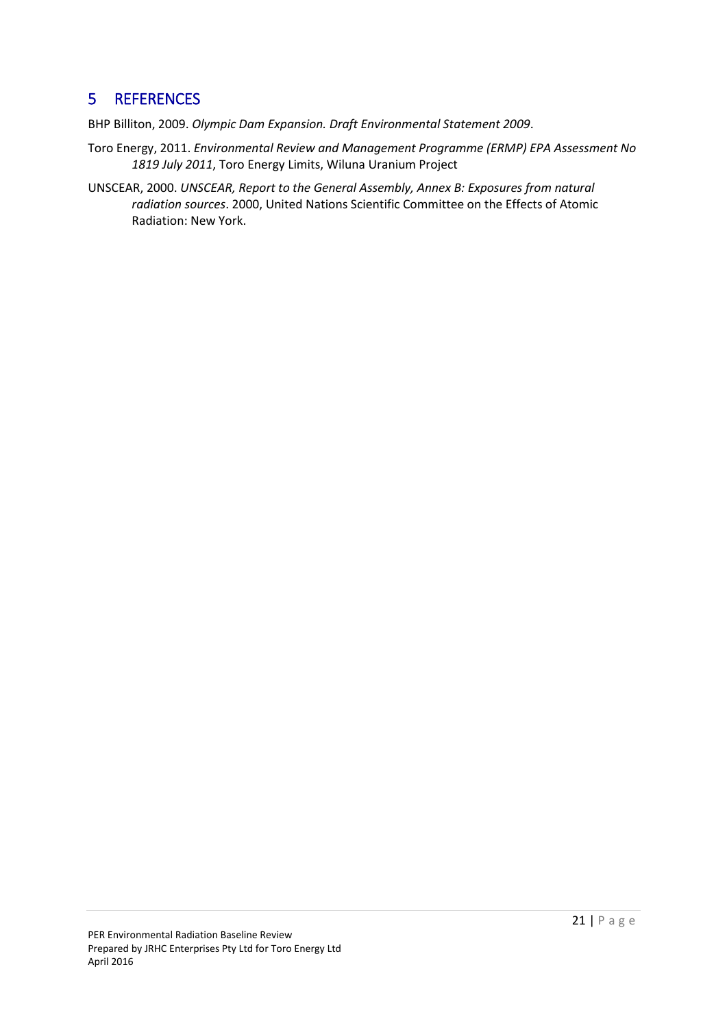## 5 REFERENCES

BHP Billiton, 2009. *Olympic Dam Expansion. Draft Environmental Statement 2009*.

Toro Energy, 2011. *Environmental Review and Management Programme (ERMP) EPA Assessment No 1819 July 2011*, Toro Energy Limits, Wiluna Uranium Project

UNSCEAR, 2000. *UNSCEAR, Report to the General Assembly, Annex B: Exposures from natural radiation sources*. 2000, United Nations Scientific Committee on the Effects of Atomic Radiation: New York.